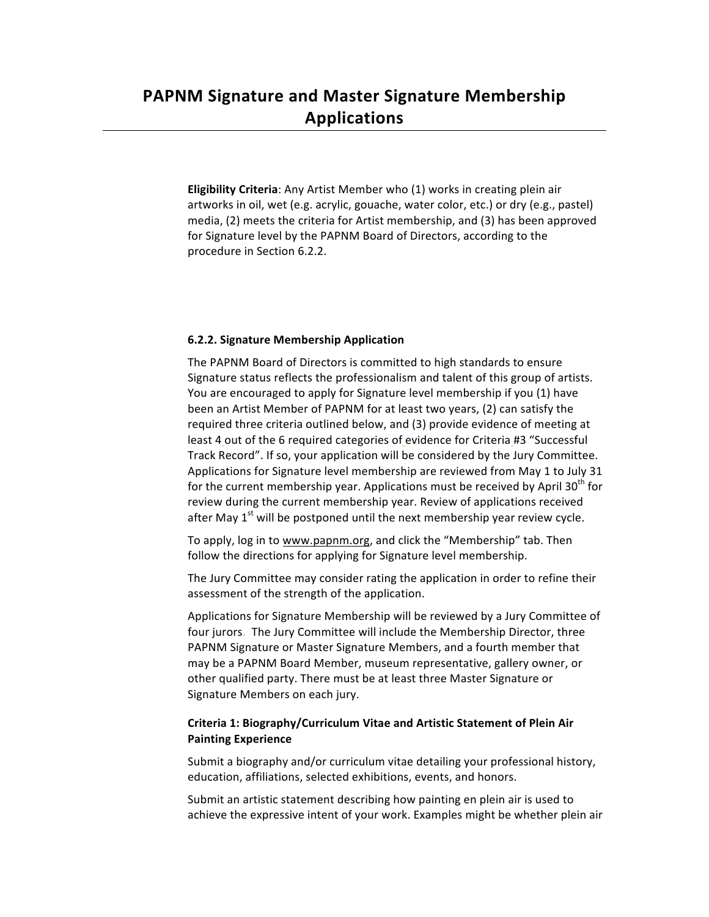# PAPNM Signature and Master Signature Membership Applications

**Eligibility Criteria**: Any Artist Member who (1) works in creating plein air artworks in oil, wet (e.g. acrylic, gouache, water color, etc.) or dry (e.g., pastel) media, (2) meets the criteria for Artist membership, and (3) has been approved for Signature level by the PAPNM Board of Directors, according to the procedure in Section 6.2.2.

### 6.2.2. Signature Membership Application

The PAPNM Board of Directors is committed to high standards to ensure Signature status reflects the professionalism and talent of this group of artists. You are encouraged to apply for Signature level membership if you (1) have been an Artist Member of PAPNM for at least two years, (2) can satisfy the required three criteria outlined below, and (3) provide evidence of meeting at least 4 out of the 6 required categories of evidence for Criteria #3 "Successful Track Record". If so, your application will be considered by the Jury Committee. Applications for Signature level membership are reviewed from May 1 to July 31 for the current membership year. Applications must be received by April 30th for review during the current membership year. Review of applications received after May 1st will be postponed until the next membership year review cycle.

To apply, log in to www.papnm.org, and click the "Membership" tab. Then follow the directions for applying for Signature level membership.

The Jury Committee may consider rating the application in order to refine their assessment of the strength of the application.

Applications for Signature Membership will be reviewed by a Jury Committee of four jurors. The Jury Committee will include the Membership Director, three PAPNM Signature or Master Signature Members, and a fourth member that may be a PAPNM Board Member, museum representative, gallery owner, or other qualified party. There must be at least three Master Signature or Signature Members on each jury.

#### Criteria 1: Biography/Curriculum Vitae and Artistic Statement of Plein Air Painting Experience

Submit a biography and/or curriculum vitae detailing your professional history, education, affiliations, selected exhibitions, events, and honors.

Submit an artistic statement describing how painting en plein air is used to achieve the expressive intent of your work. Examples might be whether plein air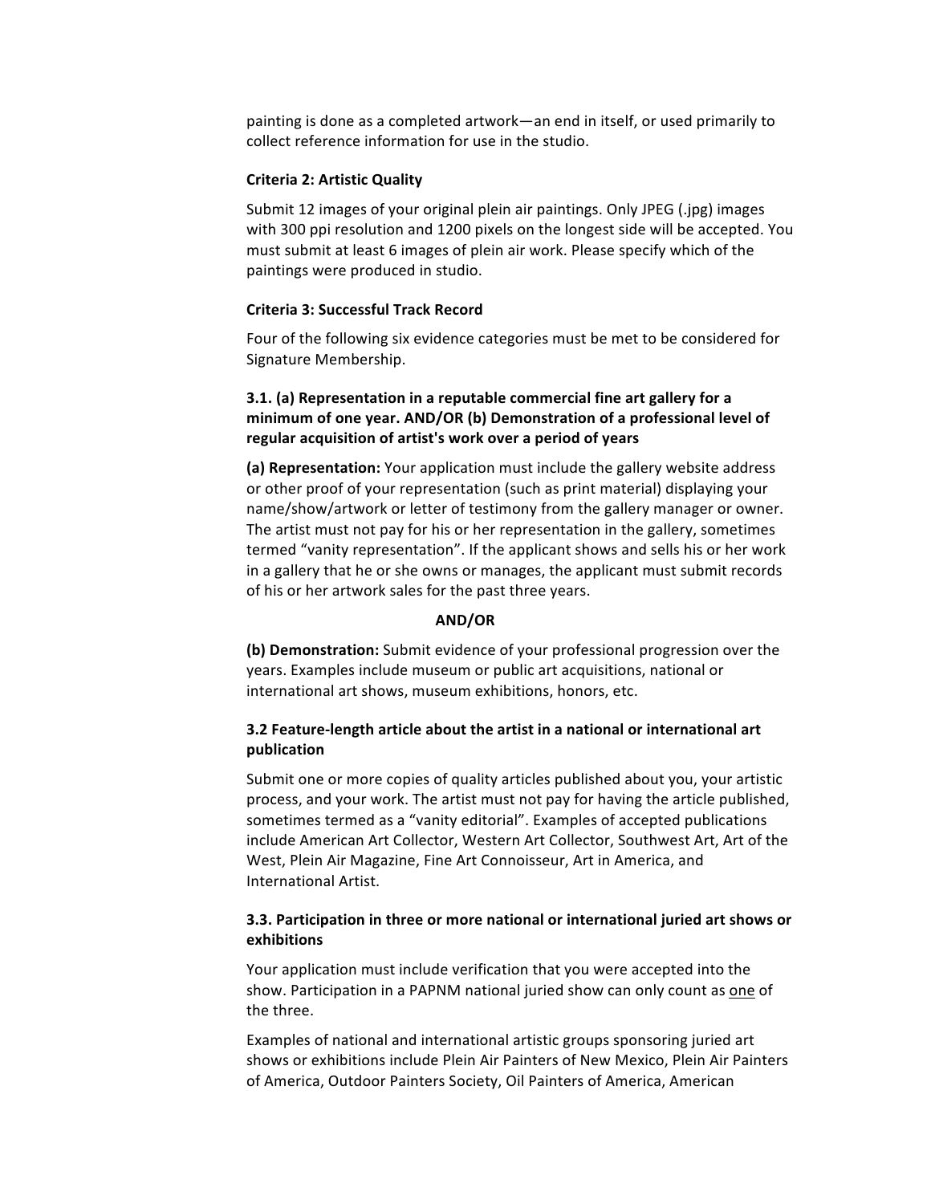painting is done as a completed artwork—an end in itself, or used primarily to collect reference information for use in the studio.

**Criteria 2: Artistic Quality**

Submit 12 images of your original plein air paintings. Only JPEG (.jpg) images with 300 ppi resolution and 1200 pixels on the longest side will be accepted. You must submit at least 6 images of plein air work. Please specify which of the paintings were produced in studio.

**Criteria 3: Successful Track Record**

Four of the following six evidence categories must be met to be considered for Signature Membership.

**3.1. (a) Representation in a reputable commercial fine art gallery for a minimum of one year. AND/OR (b) Demonstration of a professional level of regular acquisition of artist's work over a period of years**

**(a) Representation:** Your application must include the gallery website address or other proof of your representation (such as print material) displaying your name/show/artwork or letter of testimony from the gallery manager or owner. The artist must not pay for his or her representation in the gallery, sometimes termed "vanity representation". If the applicant shows and sells his or her work in a gallery that he or she owns or manages, the applicant must submit records of his or her artwork sales for the past three years.

**AND/OR**

**(b) Demonstration:** Submit evidence of your professional progression over the years. Examples include museum or public art acquisitions, national or international art shows, museum exhibitions, honors, etc.

**3.2 Feature-length article about the artist in a national or international art publication**

Submit one or more copies of quality articles published about you, your artistic process, and your work. The artist must not pay for having the article published, sometimes termed as a "vanity editorial". Examples of accepted publications include American Art Collector, Western Art Collector, Southwest Art, Art of the West, Plein Air Magazine, Fine Art Connoisseur, Art in America, and International Artist.

**3.3. Participation in three or more national or international juried art shows or exhibitions**

Your application must include verification that you were accepted into the show. Participation in a PAPNM national juried show can only count as one of the three.

Examples of national and international artistic groups sponsoring juried art shows or exhibitions include Plein Air Painters of New Mexico, Plein Air Painters of America, Outdoor Painters Society, Oil Painters of America, American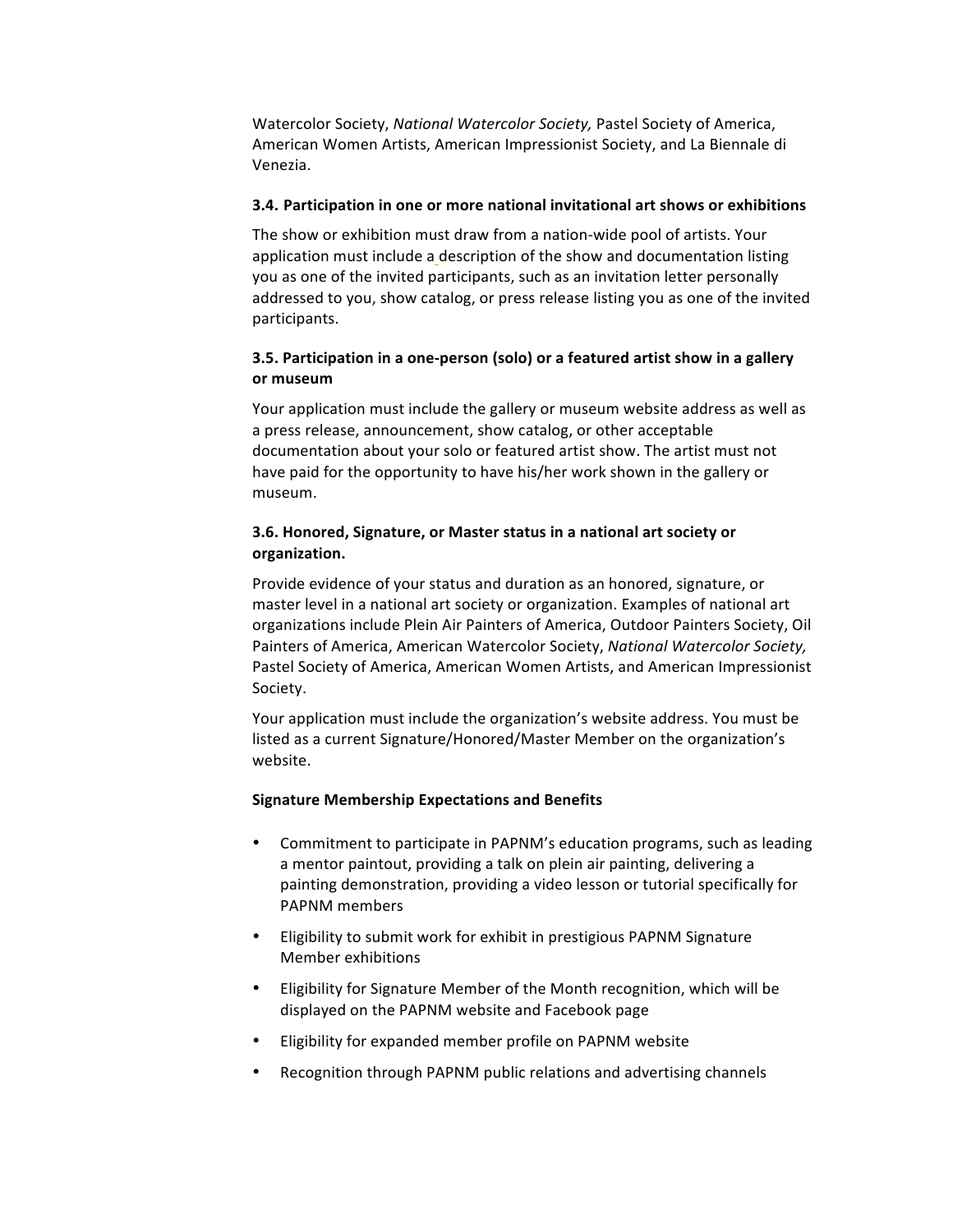Watercolor Society, *National Watercolor Society,* Pastel Society of America, American Women Artists, American Impressionist Society, and La Biennale di Venezia.

### 3.4. Participation in one or more national invitational art shows or exhibitions

The show or exhibition must draw from a nation-wide pool of artists. Your application must include a description of the show and documentation listing you as one of the invited participants, such as an invitation letter personally addressed to you, show catalog, or press release listing you as one of the invited participants.

### 3.5. Participation in a one-person (solo) or a featured artist show in a gallery or museum

Your application must include the gallery or museum website address as well as a press release, announcement, show catalog, or other acceptable documentation about your solo or featured artist show. The artist must not have paid for the opportunity to have his/her work shown in the gallery or museum.

### 3.6. Honored, Signature, or Master status in a national art society or organization.

Provide evidence of your status and duration as an honored, signature, or master level in a national art society or organization. Examples of national art organizations include Plein Air Painters of America, Outdoor Painters Society, Oil Painters of America, American Watercolor Society, *National Watercolor Society,* Pastel Society of America, American Women Artists, and American Impressionist Society.

Your application must include the organization's website address. You must be listed as a current Signature/Honored/Master Member on the organization's website.

**Signature Membership Expectations and Benefits**

- Commitment to participate in PAPNM's education programs, such as leading a mentor paintout, providing a talk on plein air painting, delivering a painting demonstration, providing a video lesson or tutorial specifically for PAPNM members
- Eligibility to submit work for exhibit in prestigious PAPNM Signature Member exhibitions
- Eligibility for Signature Member of the Month recognition, which will be displayed on the PAPNM website and Facebook page
- Eligibility for expanded member profile on PAPNM website
- Recognition through PAPNM public relations and advertising channels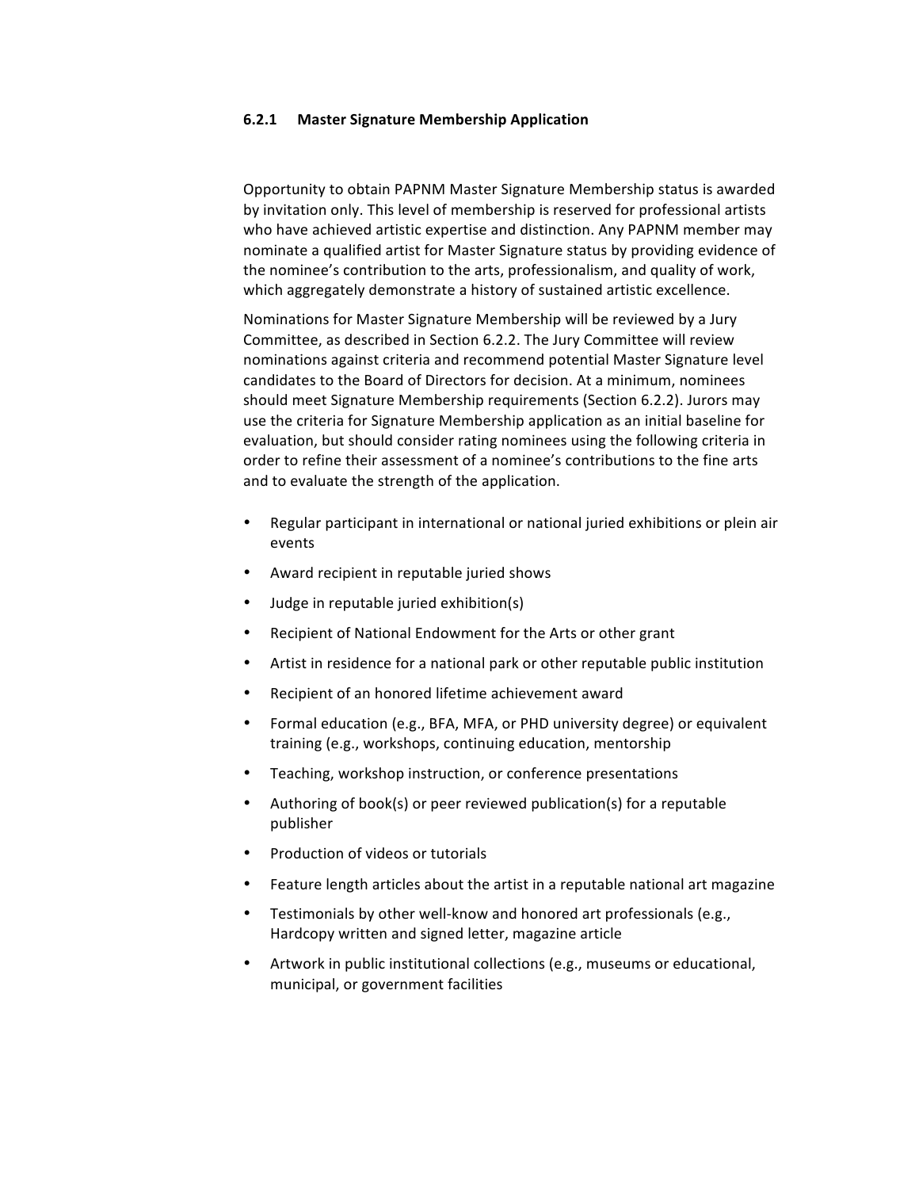### 6.2.1 Master Signature Membership Application

Opportunity to obtain PAPNM Master Signature Membership status is awarded by invitation only. This level of membership is reserved for professional artists who have achieved artistic expertise and distinction. Any PAPNM member may nominate a qualified artist for Master Signature status by providing evidence of the nominee's contribution to the arts, professionalism, and quality of work, which aggregately demonstrate a history of sustained artistic excellence.

Nominations for Master Signature Membership will be reviewed by a Jury Committee, as described in Section 6.2.2. The Jury Committee will review nominations against criteria and recommend potential Master Signature level candidates to the Board of Directors for decision. At a minimum, nominees should meet Signature Membership requirements (Section 6.2.2). Jurors may use the criteria for Signature Membership application as an initial baseline for evaluation, but should consider rating nominees using the following criteria in order to refine their assessment of a nominee's contributions to the fine arts and to evaluate the strength of the application.

- Regular participant in international or national juried exhibitions or plein air events
- Award recipient in reputable juried shows
- Judge in reputable juried exhibition(s)
- Recipient of National Endowment for the Arts or other grant
- Artist in residence for a national park or other reputable public institution
- Recipient of an honored lifetime achievement award
- Formal education (e.g., BFA, MFA, or PHD university degree) or equivalent training (e.g., workshops, continuing education, mentorship
- Teaching, workshop instruction, or conference presentations
- Authoring of book(s) or peer reviewed publication(s) for a reputable publisher
- Production of videos or tutorials
- Feature length articles about the artist in a reputable national art magazine
- Testimonials by other well-know and honored art professionals (e.g., Hardcopy written and signed letter, magazine article
- Artwork in public institutional collections (e.g., museums or educational, municipal, or government facilities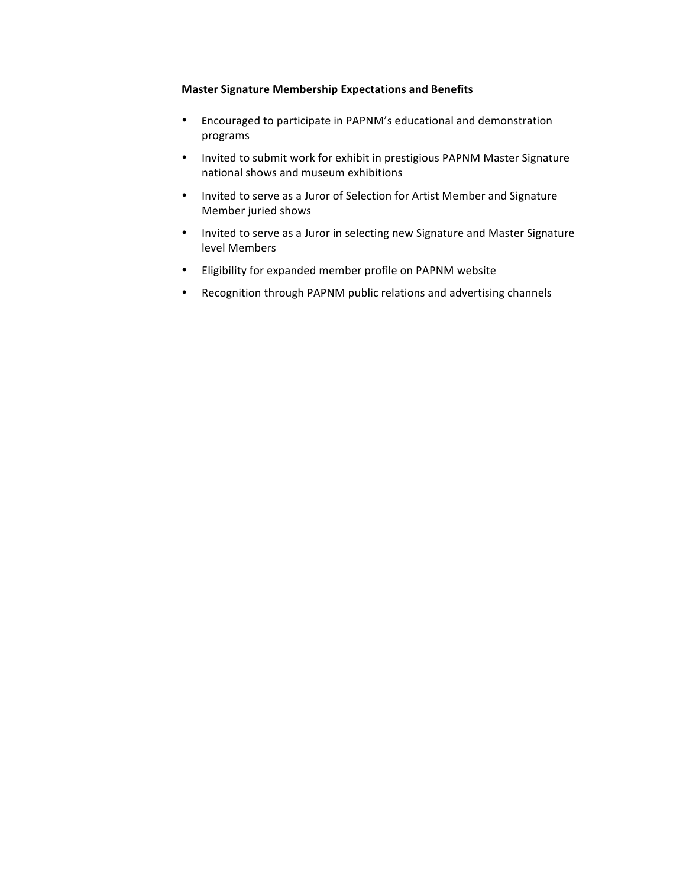**Master Signature Membership Expectations and Benefits**

- Encouraged to participate in PAPNM's educational and demonstration programs
- Invited to submit work for exhibit in prestigious PAPNM Master Signature national shows and museum exhibitions
- Invited to serve as a Juror of Selection for Artist Member and Signature Member juried shows
- Invited to serve as a Juror in selecting new Signature and Master Signature level Members
- Eligibility for expanded member profile on PAPNM website
- Recognition through PAPNM public relations and advertising channels